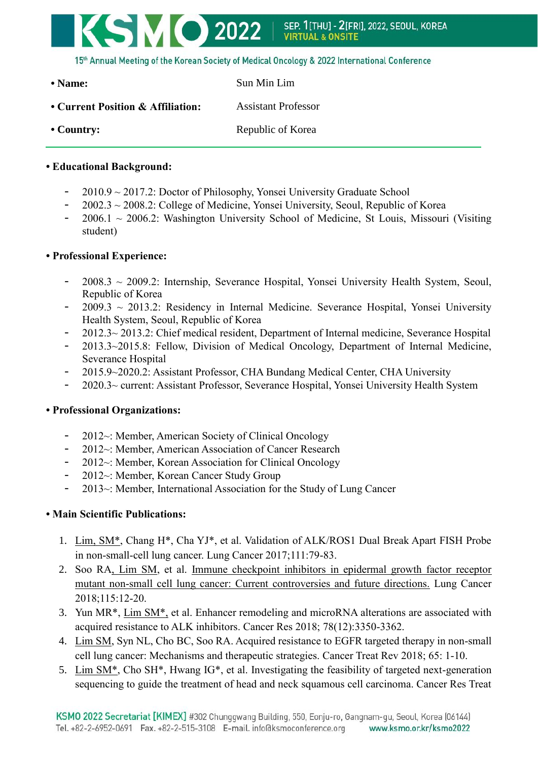- **Name:** Sun Min Lim
- **Current Position & Affiliation:** Assistant Professor
- **Country:** Republic of Korea

---

- **Educational Background:**

  - 2010.9 ~ 2017.2: Doctor of Philosophy, Yonsei University Graduate School
  - 2002.3 ~ 2008.2: College of Medicine, Yonsei University, Seoul, Republic of Korea
  - 2006.1 ~ 2006.2: Washington University School of Medicine, St Louis, Missouri (Visiting student)

- **Professional Experience:**

  - 2008.3 ~ 2009.2: Internship, Severance Hospital, Yonsei University Health System, Seoul, Republic of Korea
  - 2009.3 ~ 2013.2: Residency in Internal Medicine. Severance Hospital, Yonsei University Health System, Seoul, Republic of Korea
  - 2012.3~ 2013.2: Chief medical resident, Department of Internal medicine, Severance Hospital
  - 2013.3~2015.8: Fellow, Division of Medical Oncology, Department of Internal Medicine, Severance Hospital
  - 2015.9~2020.2: Assistant Professor, CHA Bundang Medical Center, CHA University
  - 2020.3~ current: Assistant Professor, Severance Hospital, Yonsei University Health System

- **Professional Organizations:**

  - 2012~: Member, American Society of Clinical Oncology
  - 2012~: Member, American Association of Cancer Research
  - 2012~: Member, Korean Association for Clinical Oncology
  - 2012~: Member, Korean Cancer Study Group
  - 2013~: Member, International Association for the Study of Lung Cancer

- **Main Scientific Publications:**

  1. Lim, SM*, Chang H*, Cha YJ*, et al. Validation of ALK/ROS1 Dual Break Apart FISH Probe in non-small-cell lung cancer. Lung Cancer 2017;111:79-83.
  2. Soo RA, Lim SM, et al. Immune checkpoint inhibitors in epidermal growth factor receptor mutant non-small cell lung cancer: Current controversies and future directions. Lung Cancer 2018;115:12-20.
  3. Yun MR*, Lim SM*, et al. Enhancer remodeling and microRNA alterations are associated with acquired resistance to ALK inhibitors. Cancer Res 2018; 78(12):3350-3362.
  4. Lim SM, Syn NL, Cho BC, Soo RA. Acquired resistance to EGFR targeted therapy in non-small cell lung cancer: Mechanisms and therapeutic strategies. Cancer Treat Rev 2018; 65: 1-10.
  5. Lim SM*, Cho SH*, Hwang IG*, et al. Investigating the feasibility of targeted next-generation sequencing to guide the treatment of head and neck squamous cell carcinoma. Cancer Res Treat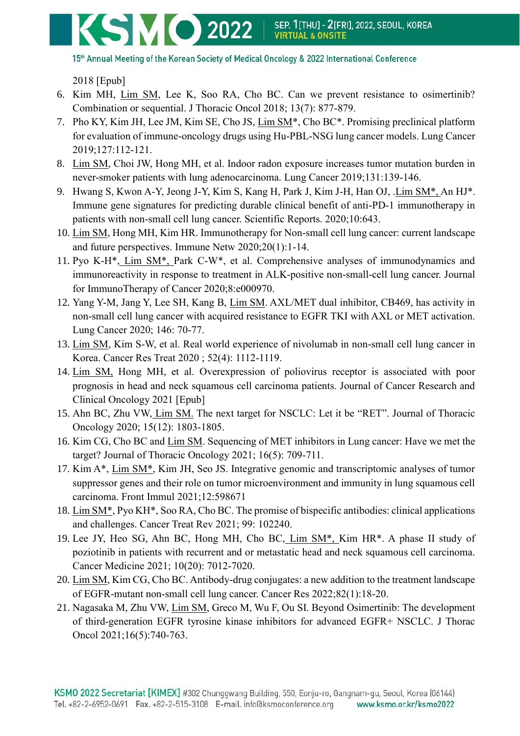2018 [Epub]

6. Kim MH, Lim SM, Lee K, Soo RA, Cho BC. Can we prevent resistance to osimertinib? Combination or sequential. J Thoracic Oncol 2018; 13(7): 877-879.
7. Pho KY, Kim JH, Lee JM, Kim SE, Cho JS, Lim SM*, Cho BC*. Promising preclinical platform for evaluation of immune-oncology drugs using Hu-PBL-NSG lung cancer models. Lung Cancer 2019;127:112-121.
8. Lim SM, Choi JW, Hong MH, et al. Indoor radon exposure increases tumor mutation burden in never-smoker patients with lung adenocarcinoma. Lung Cancer 2019;131:139-146.
9. Hwang S, Kwon A-Y, Jeong J-Y, Kim S, Kang H, Park J, Kim J-H, Han OJ, .Lim SM*, An HJ*. Immune gene signatures for predicting durable clinical benefit of anti-PD-1 immunotherapy in patients with non-small cell lung cancer. Scientific Reports. 2020;10:643.
10. Lim SM, Hong MH, Kim HR. Immunotherapy for Non-small cell lung cancer: current landscape and future perspectives. Immune Netw 2020;20(1):1-14.
11. Pyo K-H*, Lim SM*, Park C-W*, et al. Comprehensive analyses of immunodynamics and immunoreactivity in response to treatment in ALK-positive non-small-cell lung cancer. Journal for ImmunoTherapy of Cancer 2020;8:e000970.
12. Yang Y-M, Jang Y, Lee SH, Kang B, Lim SM. AXL/MET dual inhibitor, CB469, has activity in non-small cell lung cancer with acquired resistance to EGFR TKI with AXL or MET activation. Lung Cancer 2020; 146: 70-77.
13. Lim SM, Kim S-W, et al. Real world experience of nivolumab in non-small cell lung cancer in Korea. Cancer Res Treat 2020 ; 52(4): 1112-1119.
14. Lim SM, Hong MH, et al. Overexpression of poliovirus receptor is associated with poor prognosis in head and neck squamous cell carcinoma patients. Journal of Cancer Research and Clinical Oncology 2021 [Epub]
15. Ahn BC, Zhu VW, Lim SM. The next target for NSCLC: Let it be "RET". Journal of Thoracic Oncology 2020; 15(12): 1803-1805.
16. Kim CG, Cho BC and Lim SM. Sequencing of MET inhibitors in Lung cancer: Have we met the target? Journal of Thoracic Oncology 2021; 16(5): 709-711.
17. Kim A*, Lim SM*, Kim JH, Seo JS. Integrative genomic and transcriptomic analyses of tumor suppressor genes and their role on tumor microenvironment and immunity in lung squamous cell carcinoma. Front Immul 2021;12:598671
18. Lim SM*, Pyo KH*, Soo RA, Cho BC. The promise of bispecific antibodies: clinical applications and challenges. Cancer Treat Rev 2021; 99: 102240.
19. Lee JY, Heo SG, Ahn BC, Hong MH, Cho BC, Lim SM*, Kim HR*. A phase II study of poziotinib in patients with recurrent and or metastatic head and neck squamous cell carcinoma. Cancer Medicine 2021; 10(20): 7012-7020.
20. Lim SM, Kim CG, Cho BC. Antibody-drug conjugates: a new addition to the treatment landscape of EGFR-mutant non-small cell lung cancer. Cancer Res 2022;82(1):18-20.
21. Nagasaka M, Zhu VW, Lim SM, Greco M, Wu F, Ou SI. Beyond Osimertinib: The development of third-generation EGFR tyrosine kinase inhibitors for advanced EGFR+ NSCLC. J Thorac Oncol 2021;16(5):740-763.